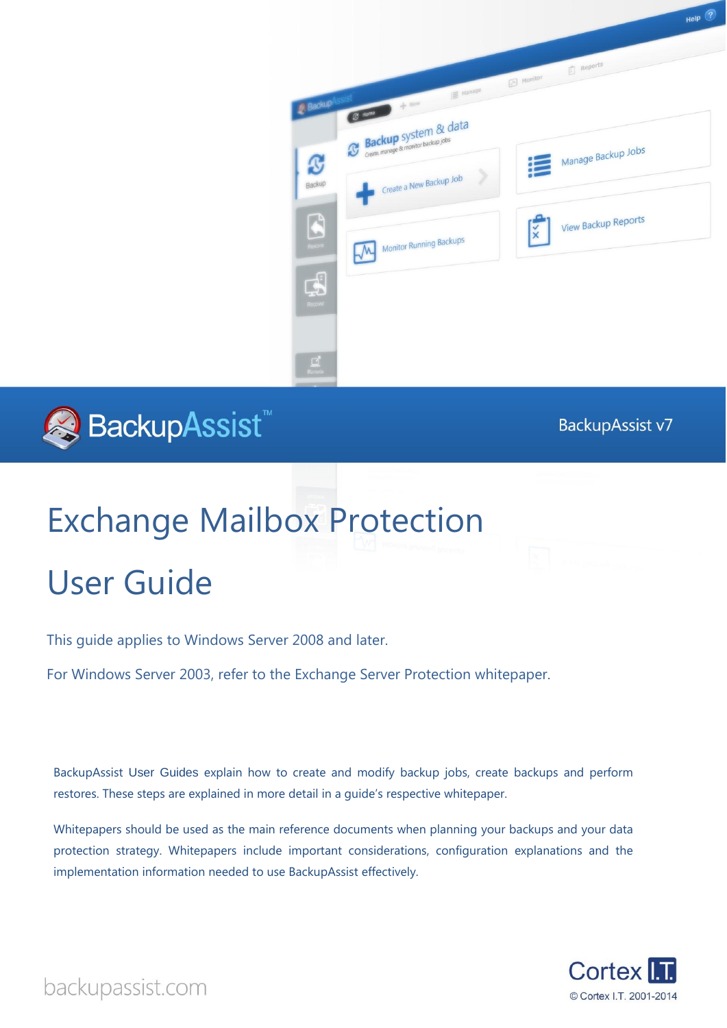BackupAssist™

BackupAssist v7

# Exchange Mailbox Protection

# User Guide

This guide applies to Windows Server 2008 and later.

For Windows Server 2003, refer to the Exchange Server Protection whitepaper.

BackupAssist User Guides explain how to create and modify backup jobs, create backups and perform restores. These steps are explained in more detail in a guide's respective whitepaper.

Whitepapers should be used as the main reference documents when planning your backups and your data protection strategy. Whitepapers include important considerations, configuration explanations and the implementation information needed to use BackupAssist effectively.

backupassist.com

Cortex I.T.

© Cortex I.T. 2001-2014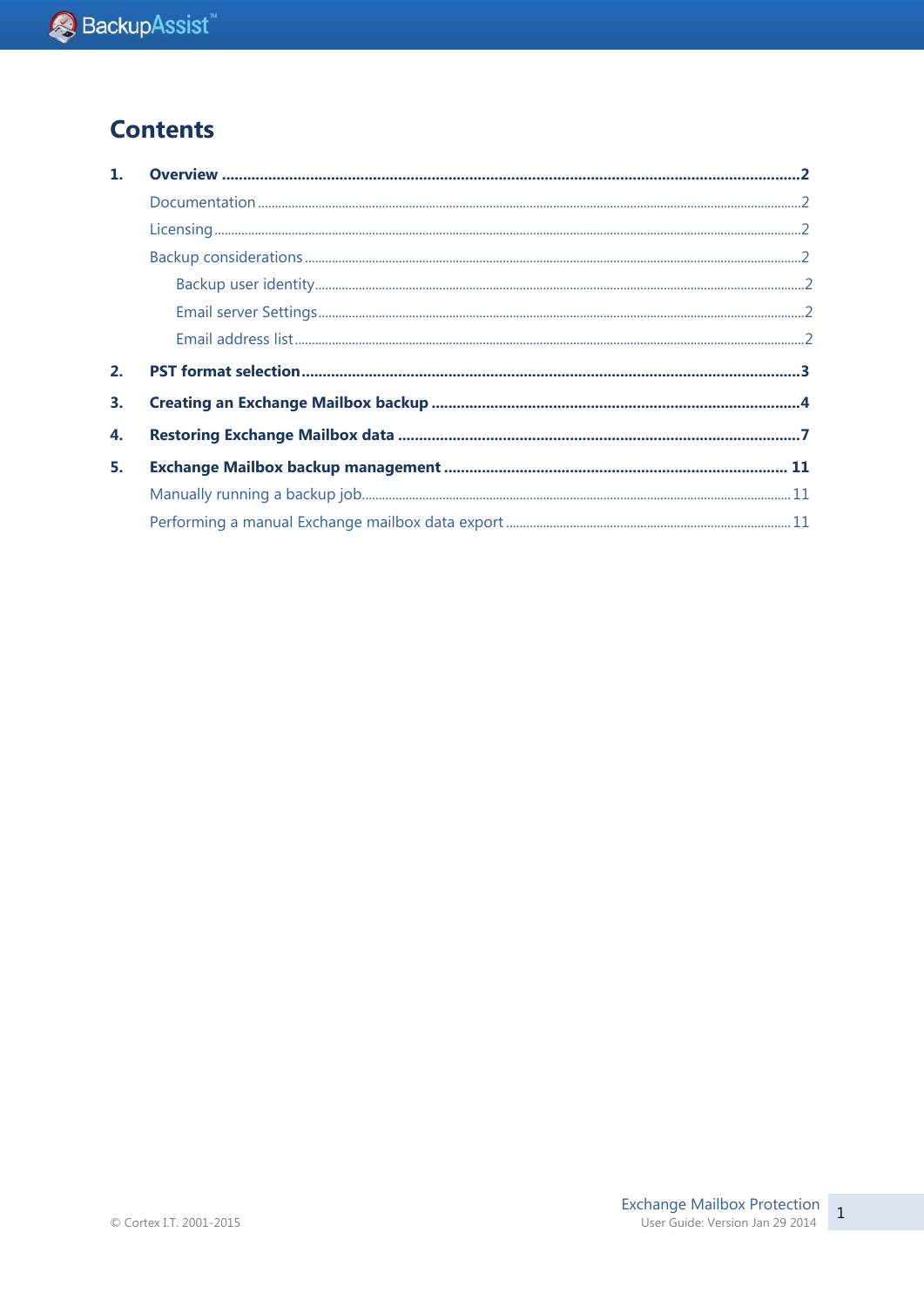# Contents

**1. Overview** ..... **2**

- Documentation ..... 2
- Licensing ..... 2
- Backup considerations ..... 2
  - Backup user identity ..... 2
  - Email server Settings ..... 2
  - Email address list ..... 2

**2. PST format selection** ..... **3**

**3. Creating an Exchange Mailbox backup** ..... **4**

**4. Restoring Exchange Mailbox data** ..... **7**

**5. Exchange Mailbox backup management** ..... **11**

- Manually running a backup job ..... 11
- Performing a manual Exchange mailbox data export ..... 11

© Cortex I.T. 2001-2015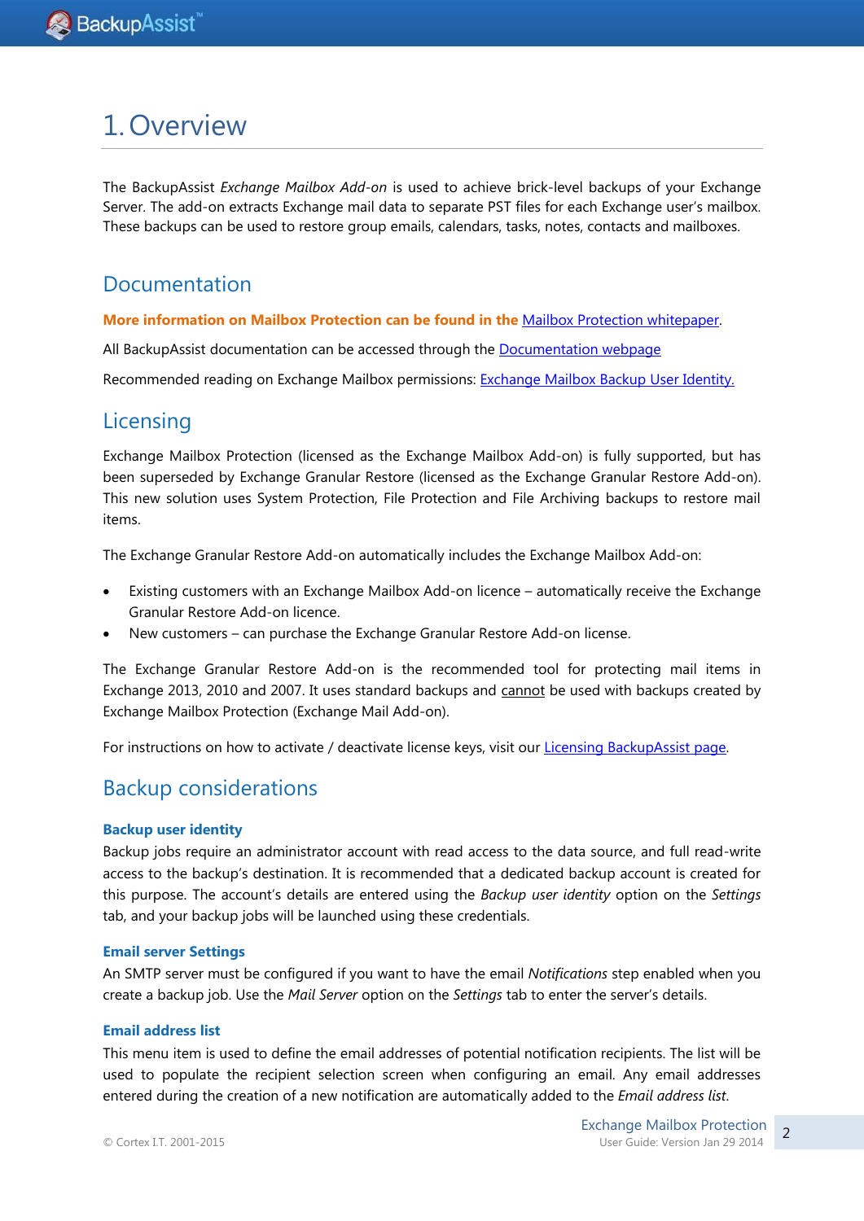# 1. Overview

The BackupAssist *Exchange Mailbox Add-on* is used to achieve brick-level backups of your Exchange Server. The add-on extracts Exchange mail data to separate PST files for each Exchange user's mailbox. These backups can be used to restore group emails, calendars, tasks, notes, contacts and mailboxes.

## Documentation

**More information on Mailbox Protection can be found in the** Mailbox Protection whitepaper.

All BackupAssist documentation can be accessed through the Documentation webpage

Recommended reading on Exchange Mailbox permissions: Exchange Mailbox Backup User Identity.

## Licensing

Exchange Mailbox Protection (licensed as the Exchange Mailbox Add-on) is fully supported, but has been superseded by Exchange Granular Restore (licensed as the Exchange Granular Restore Add-on). This new solution uses System Protection, File Protection and File Archiving backups to restore mail items.

The Exchange Granular Restore Add-on automatically includes the Exchange Mailbox Add-on:

- Existing customers with an Exchange Mailbox Add-on licence – automatically receive the Exchange Granular Restore Add-on licence.
- New customers – can purchase the Exchange Granular Restore Add-on license.

The Exchange Granular Restore Add-on is the recommended tool for protecting mail items in Exchange 2013, 2010 and 2007. It uses standard backups and cannot be used with backups created by Exchange Mailbox Protection (Exchange Mail Add-on).

For instructions on how to activate / deactivate license keys, visit our Licensing BackupAssist page.

## Backup considerations

### Backup user identity

Backup jobs require an administrator account with read access to the data source, and full read-write access to the backup's destination. It is recommended that a dedicated backup account is created for this purpose. The account's details are entered using the *Backup user identity* option on the *Settings* tab, and your backup jobs will be launched using these credentials.

### Email server Settings

An SMTP server must be configured if you want to have the email *Notifications* step enabled when you create a backup job. Use the *Mail Server* option on the *Settings* tab to enter the server's details.

### Email address list

This menu item is used to define the email addresses of potential notification recipients. The list will be used to populate the recipient selection screen when configuring an email. Any email addresses entered during the creation of a new notification are automatically added to the *Email address list*.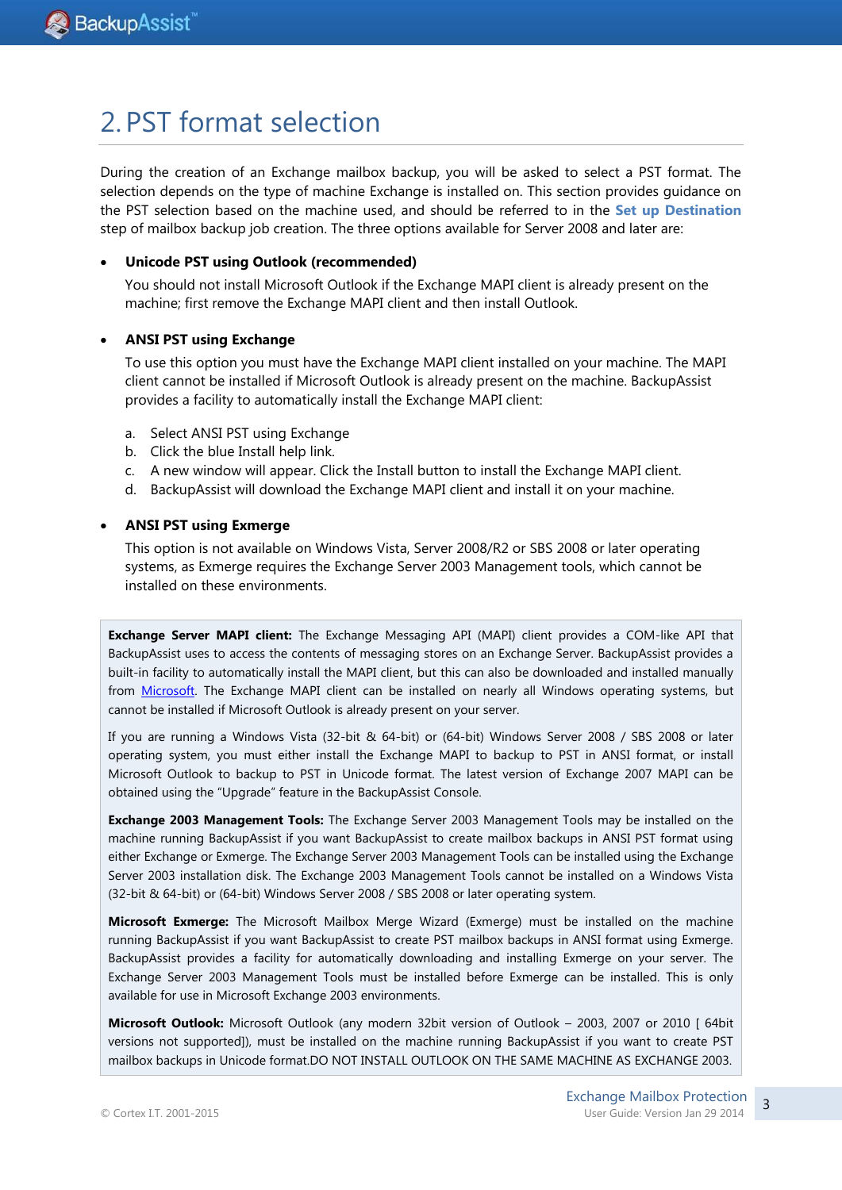# 2. PST format selection

During the creation of an Exchange mailbox backup, you will be asked to select a PST format. The selection depends on the type of machine Exchange is installed on. This section provides guidance on the PST selection based on the machine used, and should be referred to in the **Set up Destination** step of mailbox backup job creation. The three options available for Server 2008 and later are:

- **Unicode PST using Outlook (recommended)**

  You should not install Microsoft Outlook if the Exchange MAPI client is already present on the machine; first remove the Exchange MAPI client and then install Outlook.

- **ANSI PST using Exchange**

  To use this option you must have the Exchange MAPI client installed on your machine. The MAPI client cannot be installed if Microsoft Outlook is already present on the machine. BackupAssist provides a facility to automatically install the Exchange MAPI client:

  a. Select ANSI PST using Exchange
  b. Click the blue Install help link.
  c. A new window will appear. Click the Install button to install the Exchange MAPI client.
  d. BackupAssist will download the Exchange MAPI client and install it on your machine.

- **ANSI PST using Exmerge**

  This option is not available on Windows Vista, Server 2008/R2 or SBS 2008 or later operating systems, as Exmerge requires the Exchange Server 2003 Management tools, which cannot be installed on these environments.

**Exchange Server MAPI client:** The Exchange Messaging API (MAPI) client provides a COM-like API that BackupAssist uses to access the contents of messaging stores on an Exchange Server. BackupAssist provides a built-in facility to automatically install the MAPI client, but this can also be downloaded and installed manually from Microsoft. The Exchange MAPI client can be installed on nearly all Windows operating systems, but cannot be installed if Microsoft Outlook is already present on your server.

If you are running a Windows Vista (32-bit & 64-bit) or (64-bit) Windows Server 2008 / SBS 2008 or later operating system, you must either install the Exchange MAPI to backup to PST in ANSI format, or install Microsoft Outlook to backup to PST in Unicode format. The latest version of Exchange 2007 MAPI can be obtained using the "Upgrade" feature in the BackupAssist Console.

**Exchange 2003 Management Tools:** The Exchange Server 2003 Management Tools may be installed on the machine running BackupAssist if you want BackupAssist to create mailbox backups in ANSI PST format using either Exchange or Exmerge. The Exchange Server 2003 Management Tools can be installed using the Exchange Server 2003 installation disk. The Exchange 2003 Management Tools cannot be installed on a Windows Vista (32-bit & 64-bit) or (64-bit) Windows Server 2008 / SBS 2008 or later operating system.

**Microsoft Exmerge:** The Microsoft Mailbox Merge Wizard (Exmerge) must be installed on the machine running BackupAssist if you want BackupAssist to create PST mailbox backups in ANSI format using Exmerge. BackupAssist provides a facility for automatically downloading and installing Exmerge on your server. The Exchange Server 2003 Management Tools must be installed before Exmerge can be installed. This is only available for use in Microsoft Exchange 2003 environments.

**Microsoft Outlook:** Microsoft Outlook (any modern 32bit version of Outlook – 2003, 2007 or 2010 [ 64bit versions not supported]), must be installed on the machine running BackupAssist if you want to create PST mailbox backups in Unicode format.DO NOT INSTALL OUTLOOK ON THE SAME MACHINE AS EXCHANGE 2003.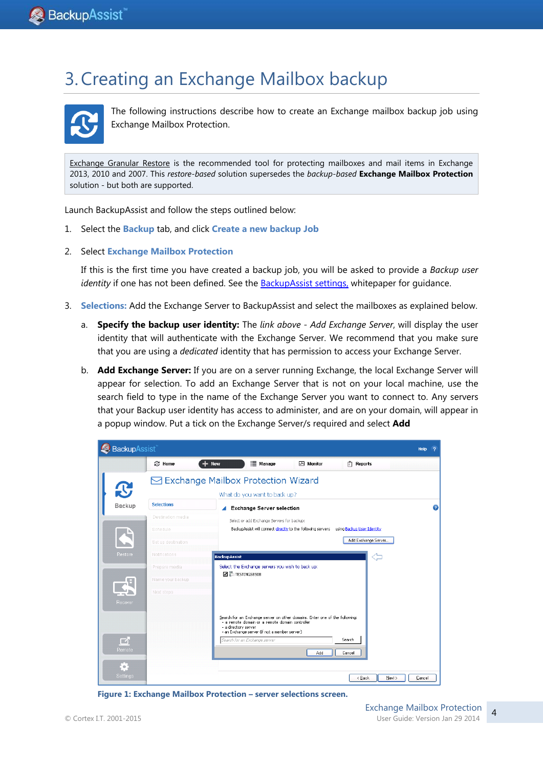# 3. Creating an Exchange Mailbox backup

The following instructions describe how to create an Exchange mailbox backup job using Exchange Mailbox Protection.

Exchange Granular Restore is the recommended tool for protecting mailboxes and mail items in Exchange 2013, 2010 and 2007. This *restore-based* solution supersedes the *backup-based* **Exchange Mailbox Protection** solution - but both are supported.

Launch BackupAssist and follow the steps outlined below:

1. Select the **Backup** tab, and click **Create a new backup Job**
2. Select **Exchange Mailbox Protection**

   If this is the first time you have created a backup job, you will be asked to provide a *Backup user identity* if one has not been defined. See the BackupAssist settings, whitepaper for guidance.

3. **Selections:** Add the Exchange Server to BackupAssist and select the mailboxes as explained below.

   a. **Specify the backup user identity:** The *link above - Add Exchange Server*, will display the user identity that will authenticate with the Exchange Server. We recommend that you make sure that you are using a *dedicated* identity that has permission to access your Exchange Server.

   b. **Add Exchange Server:** If you are on a server running Exchange, the local Exchange Server will appear for selection. To add an Exchange Server that is not on your local machine, use the search field to type in the name of the Exchange Server you want to connect to. Any servers that your Backup user identity has access to administer, and are on your domain, will appear in a popup window. Put a tick on the Exchange Server/s required and select **Add**

**Figure 1: Exchange Mailbox Protection – server selections screen.**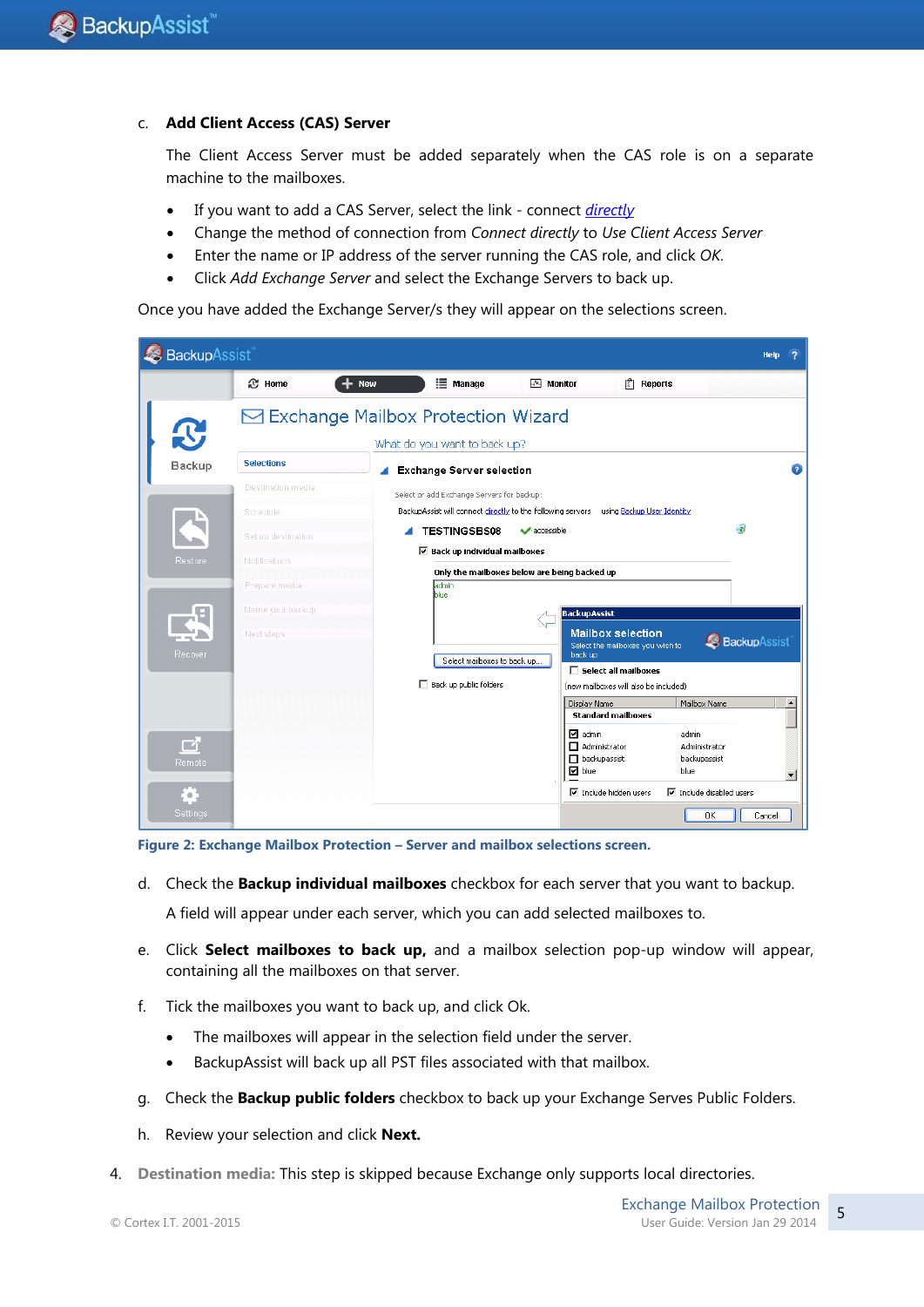c. **Add Client Access (CAS) Server**

The Client Access Server must be added separately when the CAS role is on a separate machine to the mailboxes.

- If you want to add a CAS Server, select the link - connect *directly*
- Change the method of connection from *Connect directly* to *Use Client Access Server*
- Enter the name or IP address of the server running the CAS role, and click *OK*.
- Click *Add Exchange Server* and select the Exchange Servers to back up.

Once you have added the Exchange Server/s they will appear on the selections screen.

**Figure 2: Exchange Mailbox Protection – Server and mailbox selections screen.**

d. Check the **Backup individual mailboxes** checkbox for each server that you want to backup.

A field will appear under each server, which you can add selected mailboxes to.

e. Click **Select mailboxes to back up,** and a mailbox selection pop-up window will appear, containing all the mailboxes on that server.

f. Tick the mailboxes you want to back up, and click Ok.

- The mailboxes will appear in the selection field under the server.
- BackupAssist will back up all PST files associated with that mailbox.

g. Check the **Backup public folders** checkbox to back up your Exchange Serves Public Folders.

h. Review your selection and click **Next.**

4. **Destination media:** This step is skipped because Exchange only supports local directories.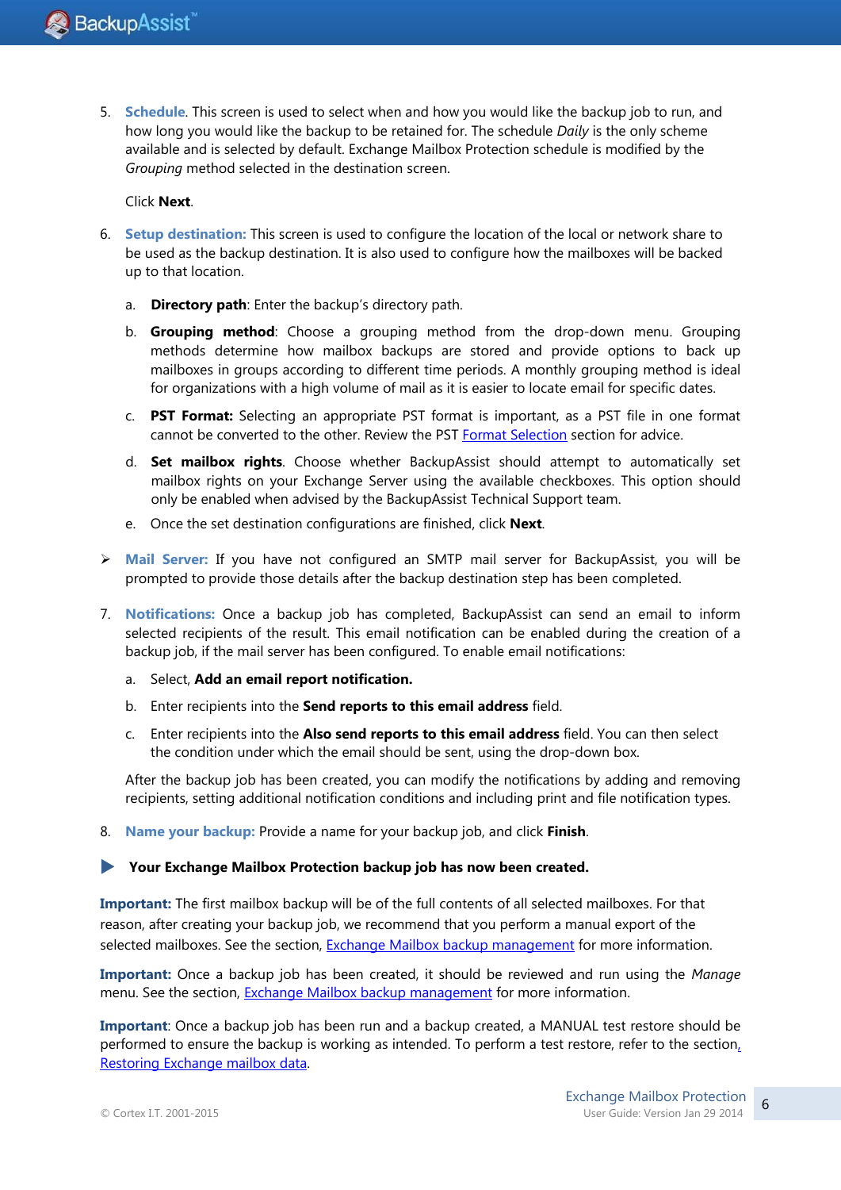5. **Schedule**. This screen is used to select when and how you would like the backup job to run, and how long you would like the backup to be retained for. The schedule *Daily* is the only scheme available and is selected by default. Exchange Mailbox Protection schedule is modified by the *Grouping* method selected in the destination screen.

   Click **Next**.

6. **Setup destination:** This screen is used to configure the location of the local or network share to be used as the backup destination. It is also used to configure how the mailboxes will be backed up to that location.

   a. **Directory path**: Enter the backup's directory path.

   b. **Grouping method**: Choose a grouping method from the drop-down menu. Grouping methods determine how mailbox backups are stored and provide options to back up mailboxes in groups according to different time periods. A monthly grouping method is ideal for organizations with a high volume of mail as it is easier to locate email for specific dates.

   c. **PST Format:** Selecting an appropriate PST format is important, as a PST file in one format cannot be converted to the other. Review the PST [Format Selection]() section for advice.

   d. **Set mailbox rights**. Choose whether BackupAssist should attempt to automatically set mailbox rights on your Exchange Server using the available checkboxes. This option should only be enabled when advised by the BackupAssist Technical Support team.

   e. Once the set destination configurations are finished, click **Next**.

- **Mail Server:** If you have not configured an SMTP mail server for BackupAssist, you will be prompted to provide those details after the backup destination step has been completed.

7. **Notifications:** Once a backup job has completed, BackupAssist can send an email to inform selected recipients of the result. This email notification can be enabled during the creation of a backup job, if the mail server has been configured. To enable email notifications:

   a. Select, **Add an email report notification.**

   b. Enter recipients into the **Send reports to this email address** field.

   c. Enter recipients into the **Also send reports to this email address** field. You can then select the condition under which the email should be sent, using the drop-down box.

   After the backup job has been created, you can modify the notifications by adding and removing recipients, setting additional notification conditions and including print and file notification types.

8. **Name your backup:** Provide a name for your backup job, and click **Finish**.

▶ **Your Exchange Mailbox Protection backup job has now been created.**

**Important:** The first mailbox backup will be of the full contents of all selected mailboxes. For that reason, after creating your backup job, we recommend that you perform a manual export of the selected mailboxes. See the section, [Exchange Mailbox backup management]() for more information.

**Important:** Once a backup job has been created, it should be reviewed and run using the *Manage* menu. See the section, [Exchange Mailbox backup management]() for more information.

**Important**: Once a backup job has been run and a backup created, a MANUAL test restore should be performed to ensure the backup is working as intended. To perform a test restore, refer to the section, [Restoring Exchange mailbox data]().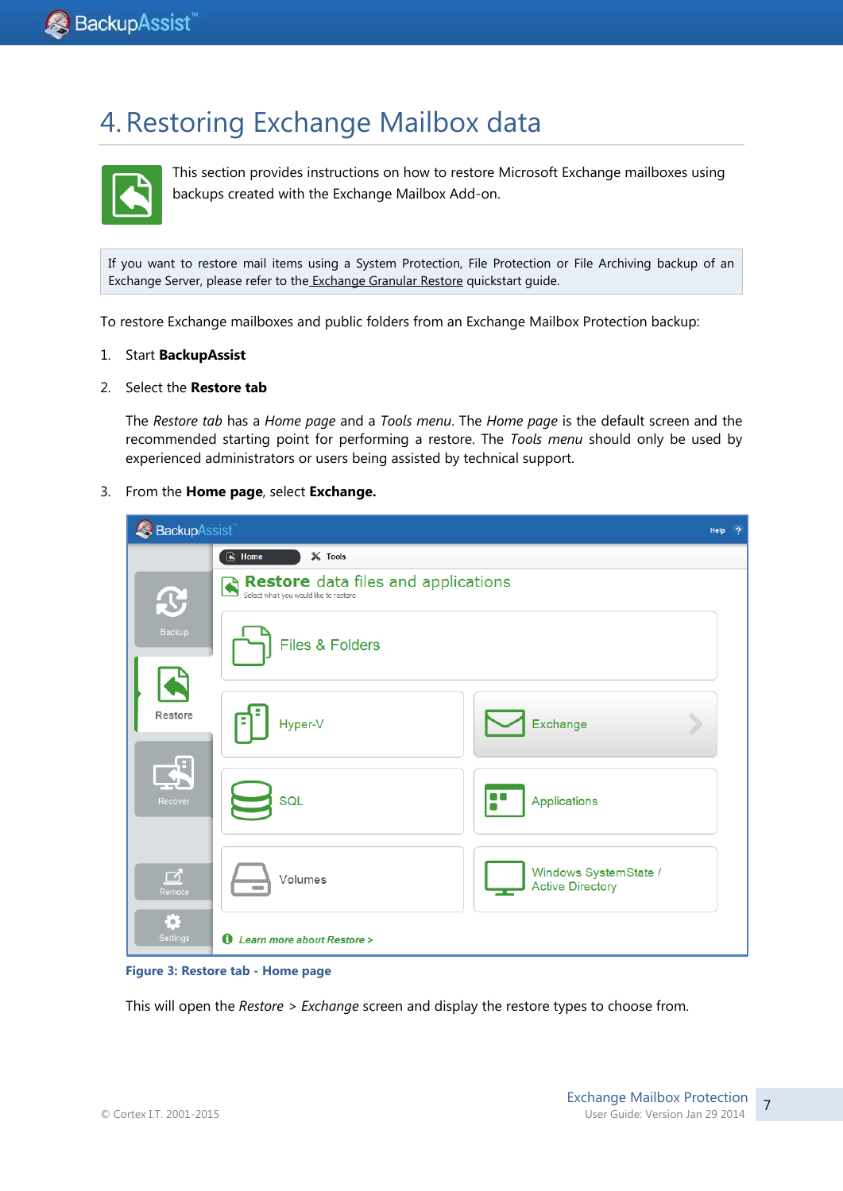# 4. Restoring Exchange Mailbox data

This section provides instructions on how to restore Microsoft Exchange mailboxes using backups created with the Exchange Mailbox Add-on.

> If you want to restore mail items using a System Protection, File Protection or File Archiving backup of an Exchange Server, please refer to the Exchange Granular Restore quickstart guide.

To restore Exchange mailboxes and public folders from an Exchange Mailbox Protection backup:

1. Start **BackupAssist**
2. Select the **Restore tab**

   The *Restore tab* has a *Home page* and a *Tools menu*. The *Home page* is the default screen and the recommended starting point for performing a restore. The *Tools menu* should only be used by experienced administrators or users being assisted by technical support.

3. From the **Home page**, select **Exchange.**

**Figure 3: Restore tab - Home page**

This will open the *Restore* > *Exchange* screen and display the restore types to choose from.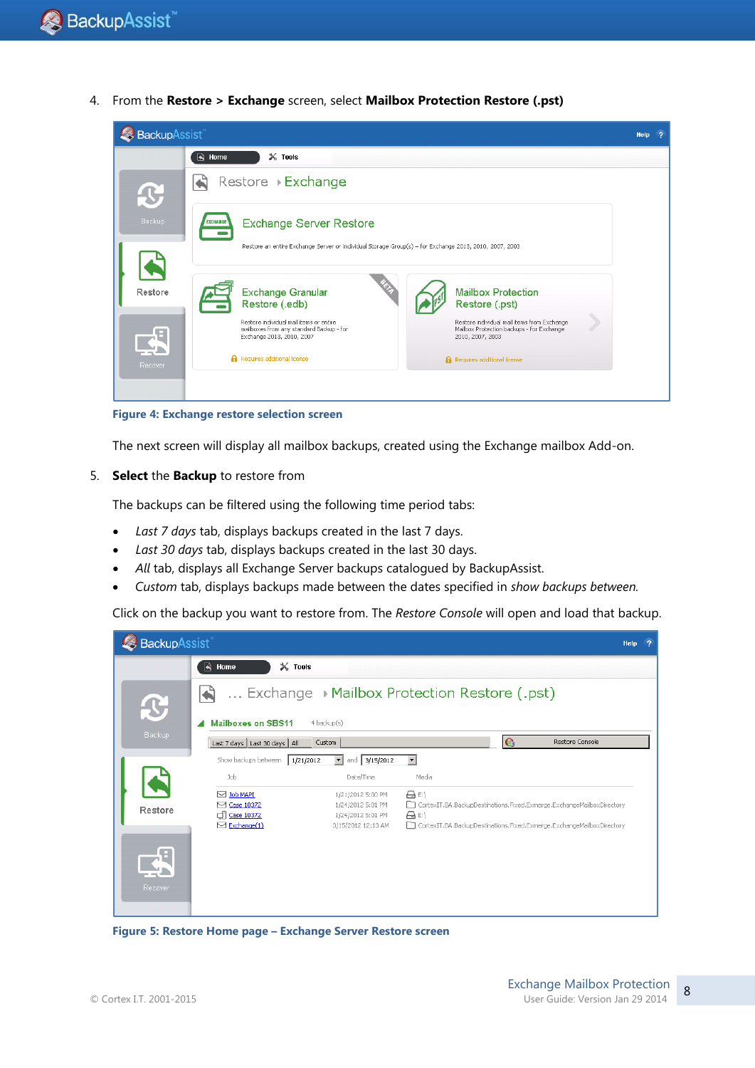4. From the **Restore > Exchange** screen, select **Mailbox Protection Restore (.pst)**

**Figure 4: Exchange restore selection screen**

The next screen will display all mailbox backups, created using the Exchange mailbox Add-on.

5. **Select** the **Backup** to restore from

The backups can be filtered using the following time period tabs:

- *Last 7 days* tab, displays backups created in the last 7 days.
- *Last 30 days* tab, displays backups created in the last 30 days.
- *All* tab, displays all Exchange Server backups catalogued by BackupAssist.
- *Custom* tab, displays backups made between the dates specified in *show backups between.*

Click on the backup you want to restore from. The *Restore Console* will open and load that backup.

**Figure 5: Restore Home page – Exchange Server Restore screen**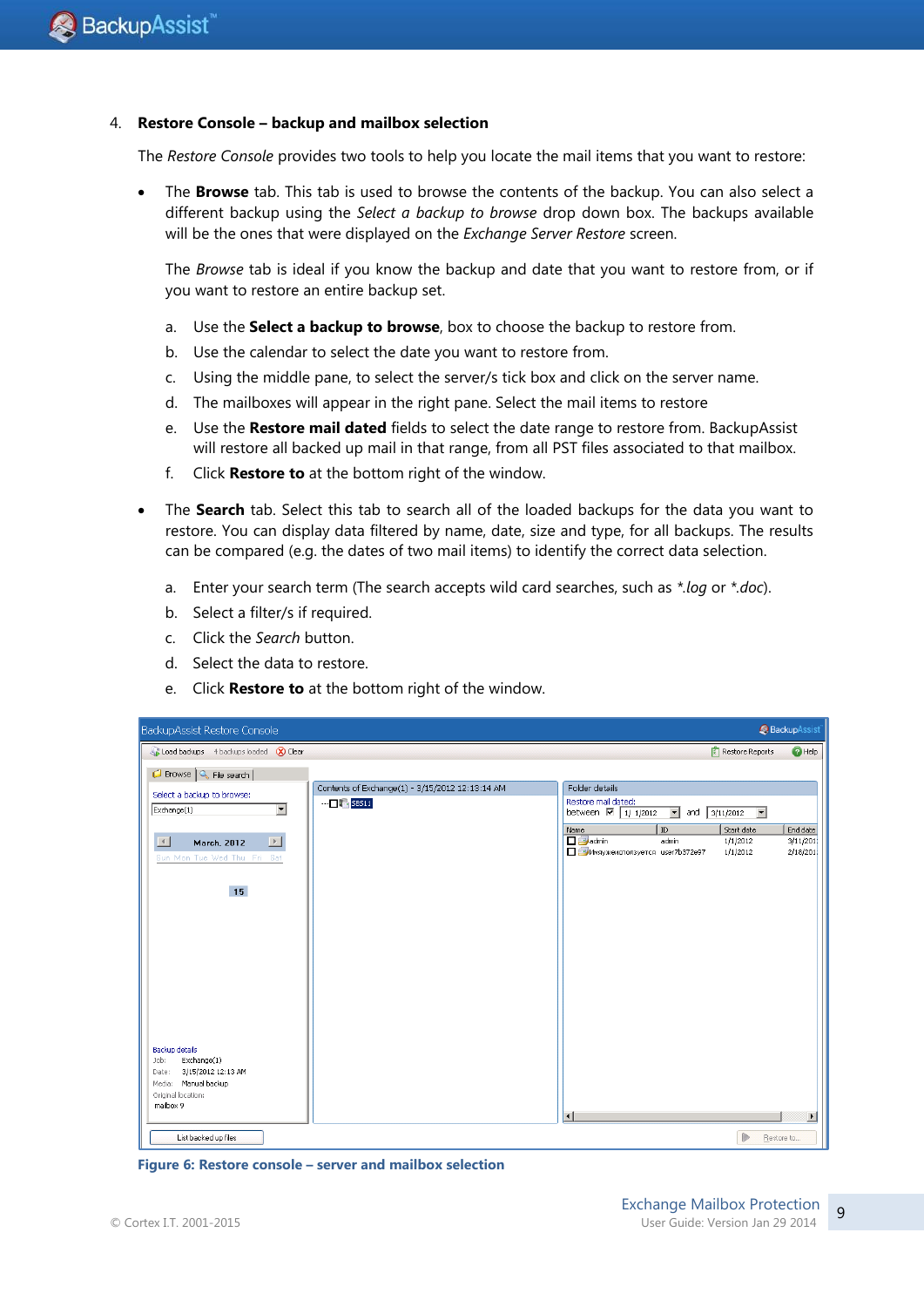4. **Restore Console – backup and mailbox selection**

   The *Restore Console* provides two tools to help you locate the mail items that you want to restore:

   - The **Browse** tab. This tab is used to browse the contents of the backup. You can also select a different backup using the *Select a backup to browse* drop down box. The backups available will be the ones that were displayed on the *Exchange Server Restore* screen.

     The *Browse* tab is ideal if you know the backup and date that you want to restore from, or if you want to restore an entire backup set.

     a. Use the **Select a backup to browse**, box to choose the backup to restore from.
     b. Use the calendar to select the date you want to restore from.
     c. Using the middle pane, to select the server/s tick box and click on the server name.
     d. The mailboxes will appear in the right pane. Select the mail items to restore
     e. Use the **Restore mail dated** fields to select the date range to restore from. BackupAssist will restore all backed up mail in that range, from all PST files associated to that mailbox.
     f. Click **Restore to** at the bottom right of the window.

   - The **Search** tab. Select this tab to search all of the loaded backups for the data you want to restore. You can display data filtered by name, date, size and type, for all backups. The results can be compared (e.g. the dates of two mail items) to identify the correct data selection.

     a. Enter your search term (The search accepts wild card searches, such as *\*.log* or *\*.doc*).
     b. Select a filter/s if required.
     c. Click the *Search* button.
     d. Select the data to restore.
     e. Click **Restore to** at the bottom right of the window.

**Figure 6: Restore console – server and mailbox selection**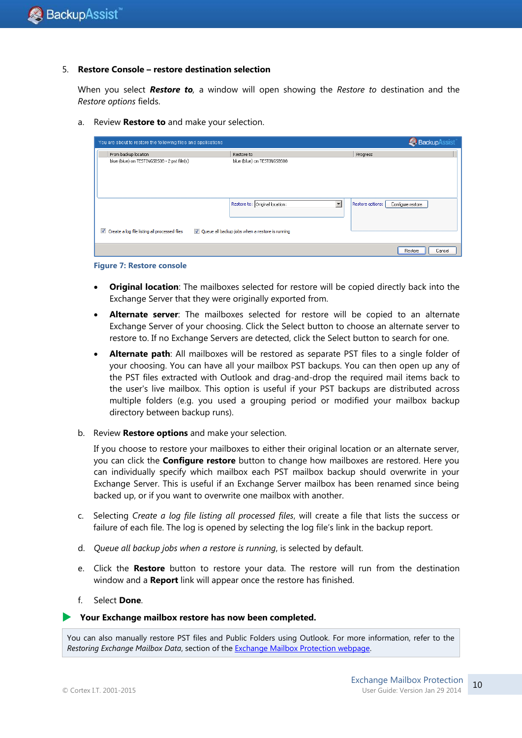5. **Restore Console – restore destination selection**

When you select ***Restore to***, a window will open showing the *Restore to* destination and the *Restore options* fields.

a. Review **Restore to** and make your selection.

**Figure 7: Restore console**

- **Original location**: The mailboxes selected for restore will be copied directly back into the Exchange Server that they were originally exported from.
- **Alternate server**: The mailboxes selected for restore will be copied to an alternate Exchange Server of your choosing. Click the Select button to choose an alternate server to restore to. If no Exchange Servers are detected, click the Select button to search for one.
- **Alternate path**: All mailboxes will be restored as separate PST files to a single folder of your choosing. You can have all your mailbox PST backups. You can then open up any of the PST files extracted with Outlook and drag-and-drop the required mail items back to the user's live mailbox. This option is useful if your PST backups are distributed across multiple folders (e.g. you used a grouping period or modified your mailbox backup directory between backup runs).

b. Review **Restore options** and make your selection.

If you choose to restore your mailboxes to either their original location or an alternate server, you can click the **Configure restore** button to change how mailboxes are restored. Here you can individually specify which mailbox each PST mailbox backup should overwrite in your Exchange Server. This is useful if an Exchange Server mailbox has been renamed since being backed up, or if you want to overwrite one mailbox with another.

c. Selecting *Create a log file listing all processed files*, will create a file that lists the success or failure of each file. The log is opened by selecting the log file's link in the backup report.

d. *Queue all backup jobs when a restore is running*, is selected by default.

e. Click the **Restore** button to restore your data. The restore will run from the destination window and a **Report** link will appear once the restore has finished.

f. Select **Done**.

**Your Exchange mailbox restore has now been completed.**

You can also manually restore PST files and Public Folders using Outlook. For more information, refer to the *Restoring Exchange Mailbox Data*, section of the Exchange Mailbox Protection webpage.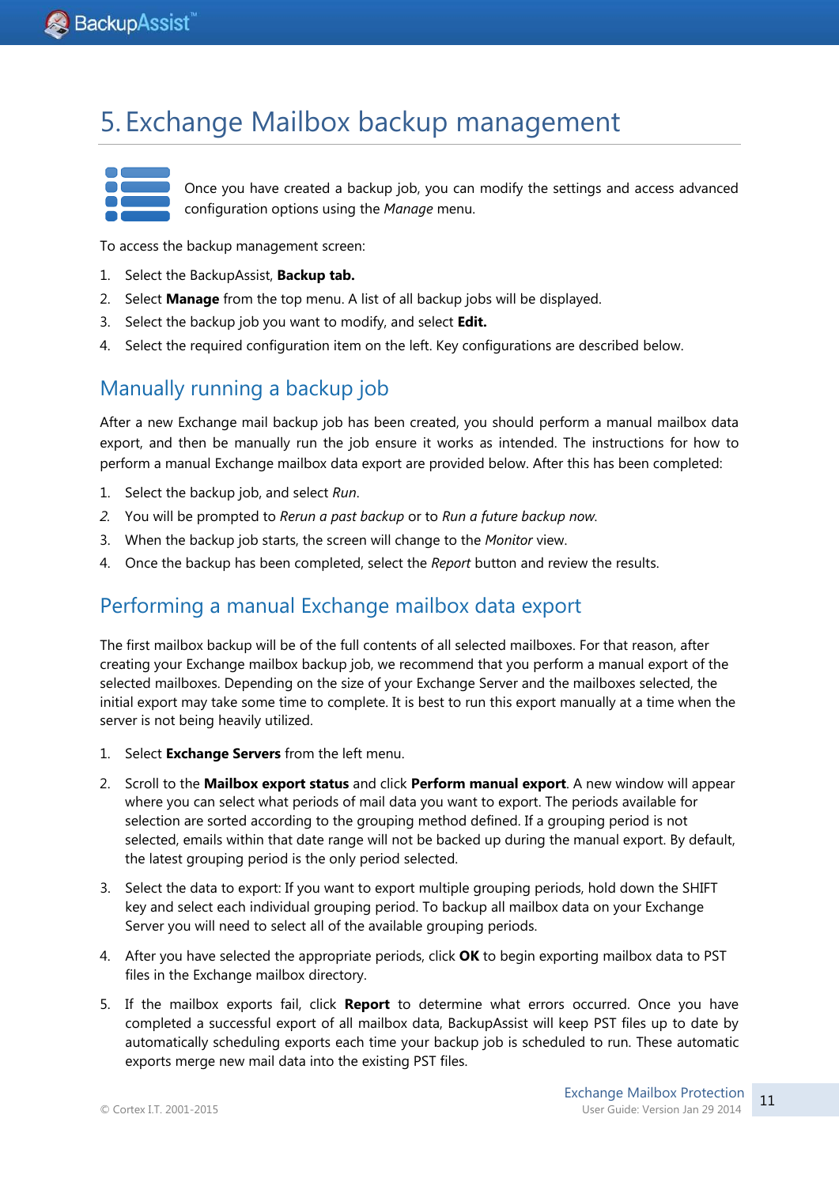# 5. Exchange Mailbox backup management

Once you have created a backup job, you can modify the settings and access advanced configuration options using the *Manage* menu.

To access the backup management screen:

1. Select the BackupAssist, **Backup tab.**
2. Select **Manage** from the top menu. A list of all backup jobs will be displayed.
3. Select the backup job you want to modify, and select **Edit.**
4. Select the required configuration item on the left. Key configurations are described below.

## Manually running a backup job

After a new Exchange mail backup job has been created, you should perform a manual mailbox data export, and then be manually run the job ensure it works as intended. The instructions for how to perform a manual Exchange mailbox data export are provided below. After this has been completed:

1. Select the backup job, and select *Run*.
2. You will be prompted to *Rerun a past backup* or to *Run a future backup now.*
3. When the backup job starts, the screen will change to the *Monitor* view.
4. Once the backup has been completed, select the *Report* button and review the results.

## Performing a manual Exchange mailbox data export

The first mailbox backup will be of the full contents of all selected mailboxes. For that reason, after creating your Exchange mailbox backup job, we recommend that you perform a manual export of the selected mailboxes. Depending on the size of your Exchange Server and the mailboxes selected, the initial export may take some time to complete. It is best to run this export manually at a time when the server is not being heavily utilized.

1. Select **Exchange Servers** from the left menu.
2. Scroll to the **Mailbox export status** and click **Perform manual export**. A new window will appear where you can select what periods of mail data you want to export. The periods available for selection are sorted according to the grouping method defined. If a grouping period is not selected, emails within that date range will not be backed up during the manual export. By default, the latest grouping period is the only period selected.
3. Select the data to export: If you want to export multiple grouping periods, hold down the SHIFT key and select each individual grouping period. To backup all mailbox data on your Exchange Server you will need to select all of the available grouping periods.
4. After you have selected the appropriate periods, click **OK** to begin exporting mailbox data to PST files in the Exchange mailbox directory.
5. If the mailbox exports fail, click **Report** to determine what errors occurred. Once you have completed a successful export of all mailbox data, BackupAssist will keep PST files up to date by automatically scheduling exports each time your backup job is scheduled to run. These automatic exports merge new mail data into the existing PST files.